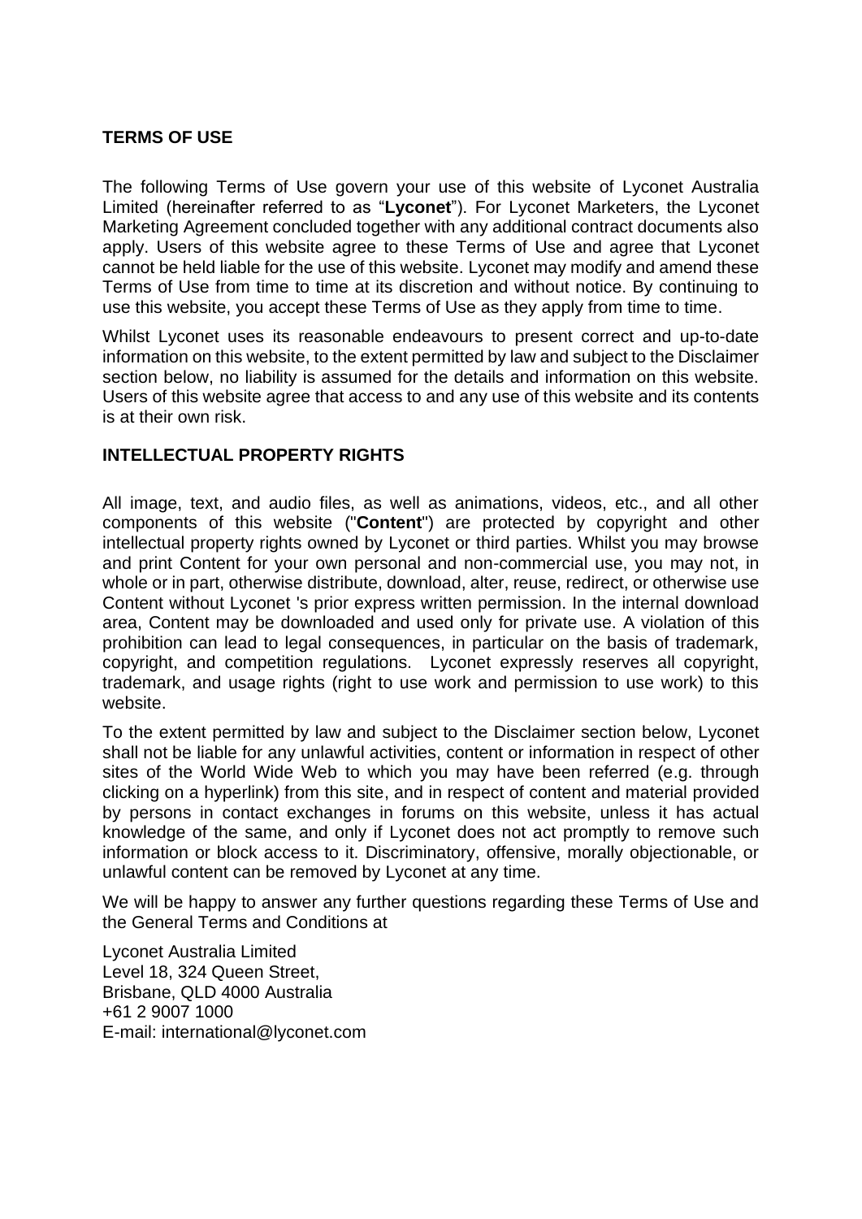**TERMS OF USE**

The following Terms of Use govern your use of this website of Lyconet Australia Limited (hereinafter referred to as "**Lyconet**"). For Lyconet Marketers, the Lyconet Marketing Agreement concluded together with any additional contract documents also apply. Users of this website agree to these Terms of Use and agree that Lyconet cannot be held liable for the use of this website. Lyconet may modify and amend these Terms of Use from time to time at its discretion and without notice. By continuing to use this website, you accept these Terms of Use as they apply from time to time.

Whilst Lyconet uses its reasonable endeavours to present correct and up-to-date information on this website, to the extent permitted by law and subject to the Disclaimer section below, no liability is assumed for the details and information on this website. Users of this website agree that access to and any use of this website and its contents is at their own risk.

**INTELLECTUAL PROPERTY RIGHTS**

All image, text, and audio files, as well as animations, videos, etc., and all other components of this website ("**Content**") are protected by copyright and other intellectual property rights owned by Lyconet or third parties. Whilst you may browse and print Content for your own personal and non-commercial use, you may not, in whole or in part, otherwise distribute, download, alter, reuse, redirect, or otherwise use Content without Lyconet 's prior express written permission. In the internal download area, Content may be downloaded and used only for private use. A violation of this prohibition can lead to legal consequences, in particular on the basis of trademark, copyright, and competition regulations. Lyconet expressly reserves all copyright, trademark, and usage rights (right to use work and permission to use work) to this website.

To the extent permitted by law and subject to the Disclaimer section below, Lyconet shall not be liable for any unlawful activities, content or information in respect of other sites of the World Wide Web to which you may have been referred (e.g. through clicking on a hyperlink) from this site, and in respect of content and material provided by persons in contact exchanges in forums on this website, unless it has actual knowledge of the same, and only if Lyconet does not act promptly to remove such information or block access to it. Discriminatory, offensive, morally objectionable, or unlawful content can be removed by Lyconet at any time.

We will be happy to answer any further questions regarding these Terms of Use and the General Terms and Conditions at

Lyconet Australia Limited
Level 18, 324 Queen Street,
Brisbane, QLD 4000 Australia
+61 2 9007 1000
E-mail: international@lyconet.com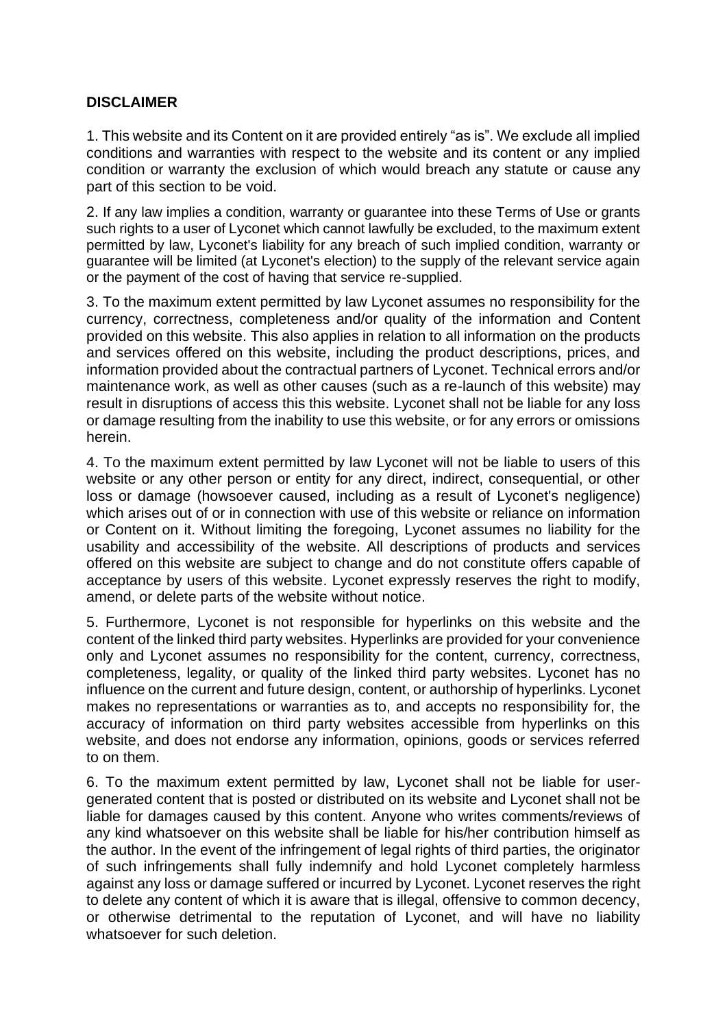**DISCLAIMER**

1. This website and its Content on it are provided entirely “as is”. We exclude all implied conditions and warranties with respect to the website and its content or any implied condition or warranty the exclusion of which would breach any statute or cause any part of this section to be void.

2. If any law implies a condition, warranty or guarantee into these Terms of Use or grants such rights to a user of Lyconet which cannot lawfully be excluded, to the maximum extent permitted by law, Lyconet's liability for any breach of such implied condition, warranty or guarantee will be limited (at Lyconet's election) to the supply of the relevant service again or the payment of the cost of having that service re-supplied.

3. To the maximum extent permitted by law Lyconet assumes no responsibility for the currency, correctness, completeness and/or quality of the information and Content provided on this website. This also applies in relation to all information on the products and services offered on this website, including the product descriptions, prices, and information provided about the contractual partners of Lyconet. Technical errors and/or maintenance work, as well as other causes (such as a re-launch of this website) may result in disruptions of access this this website. Lyconet shall not be liable for any loss or damage resulting from the inability to use this website, or for any errors or omissions herein.

4. To the maximum extent permitted by law Lyconet will not be liable to users of this website or any other person or entity for any direct, indirect, consequential, or other loss or damage (howsoever caused, including as a result of Lyconet's negligence) which arises out of or in connection with use of this website or reliance on information or Content on it. Without limiting the foregoing, Lyconet assumes no liability for the usability and accessibility of the website. All descriptions of products and services offered on this website are subject to change and do not constitute offers capable of acceptance by users of this website. Lyconet expressly reserves the right to modify, amend, or delete parts of the website without notice.

5. Furthermore, Lyconet is not responsible for hyperlinks on this website and the content of the linked third party websites. Hyperlinks are provided for your convenience only and Lyconet assumes no responsibility for the content, currency, correctness, completeness, legality, or quality of the linked third party websites. Lyconet has no influence on the current and future design, content, or authorship of hyperlinks. Lyconet makes no representations or warranties as to, and accepts no responsibility for, the accuracy of information on third party websites accessible from hyperlinks on this website, and does not endorse any information, opinions, goods or services referred to on them.

6. To the maximum extent permitted by law, Lyconet shall not be liable for user-generated content that is posted or distributed on its website and Lyconet shall not be liable for damages caused by this content. Anyone who writes comments/reviews of any kind whatsoever on this website shall be liable for his/her contribution himself as the author. In the event of the infringement of legal rights of third parties, the originator of such infringements shall fully indemnify and hold Lyconet completely harmless against any loss or damage suffered or incurred by Lyconet. Lyconet reserves the right to delete any content of which it is aware that is illegal, offensive to common decency, or otherwise detrimental to the reputation of Lyconet, and will have no liability whatsoever for such deletion.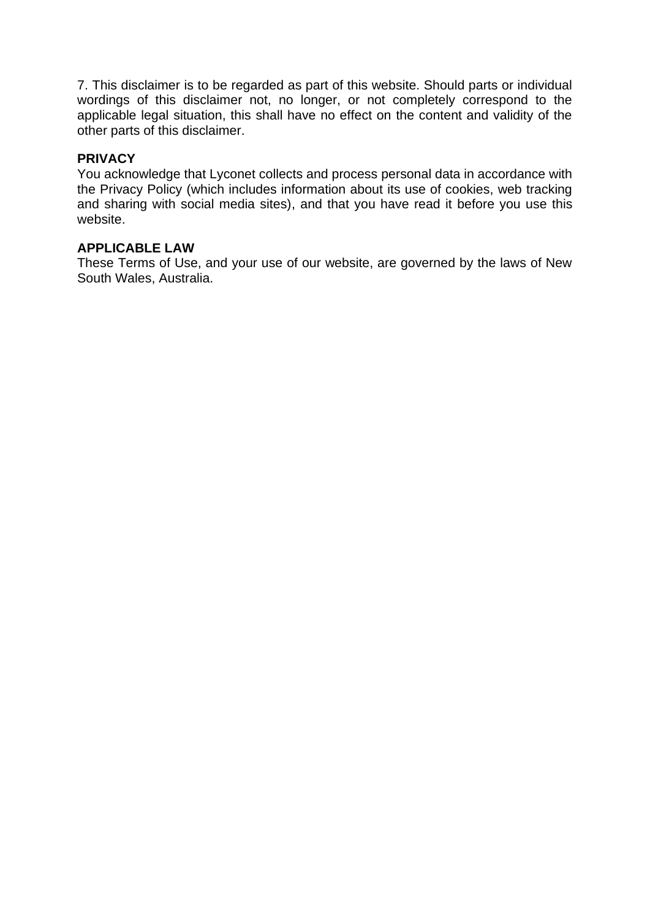7. This disclaimer is to be regarded as part of this website. Should parts or individual wordings of this disclaimer not, no longer, or not completely correspond to the applicable legal situation, this shall have no effect on the content and validity of the other parts of this disclaimer.

**PRIVACY**

You acknowledge that Lyconet collects and process personal data in accordance with the Privacy Policy (which includes information about its use of cookies, web tracking and sharing with social media sites), and that you have read it before you use this website.

**APPLICABLE LAW**

These Terms of Use, and your use of our website, are governed by the laws of New South Wales, Australia.